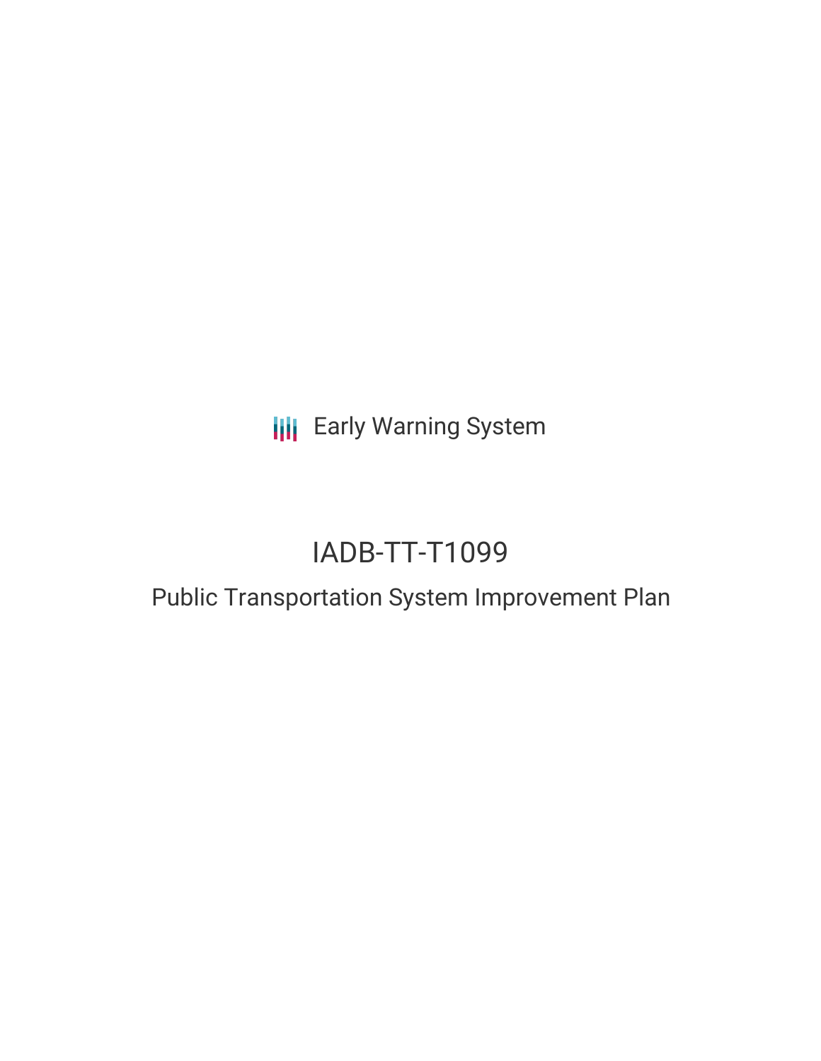Early Warning System

# IADB-TT-T1099

## Public Transportation System Improvement Plan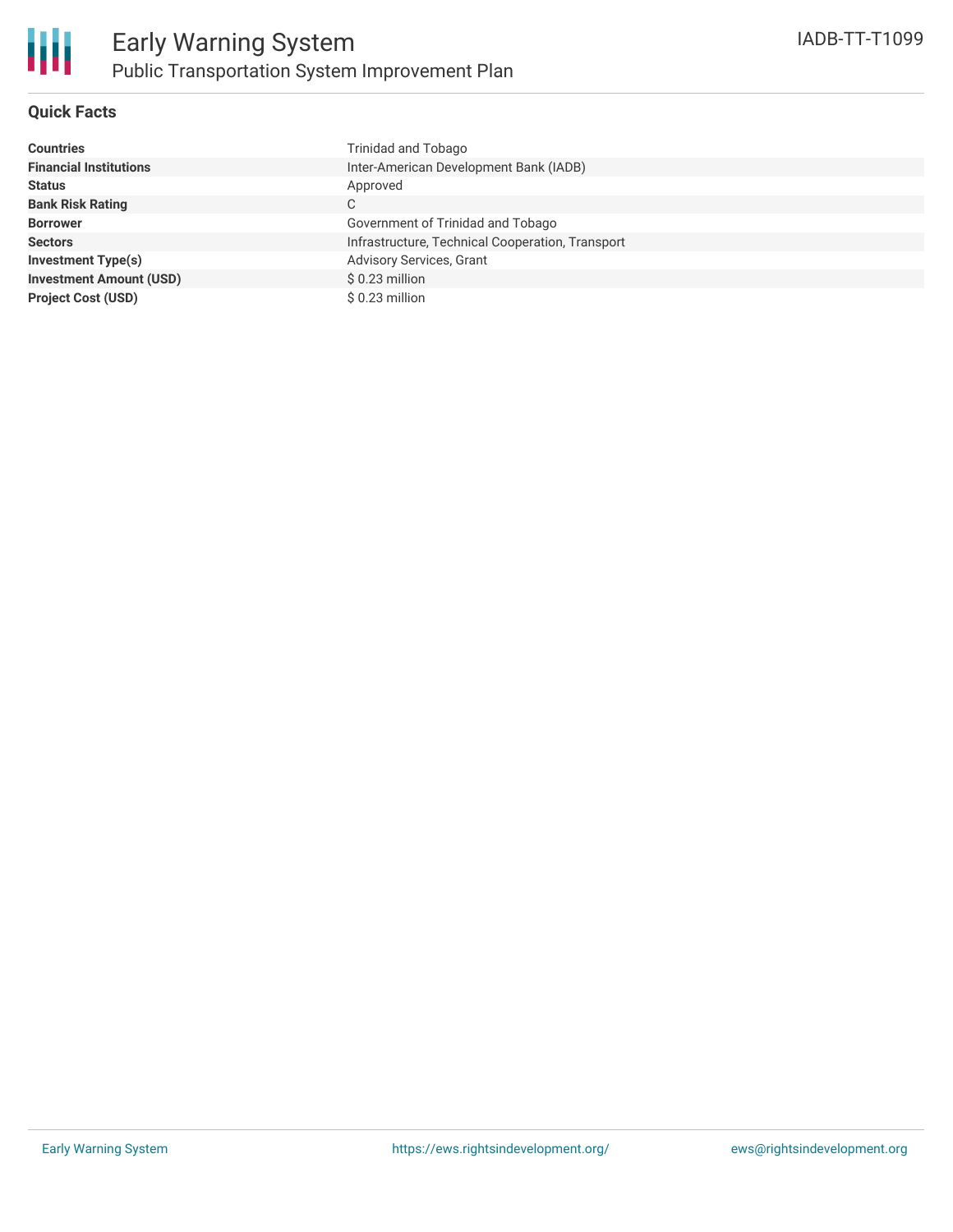# Early Warning System

## Public Transportation System Improvement Plan

IADB-TT-T1099

### Quick Facts

| | |
|---|---|
| **Countries** | Trinidad and Tobago |
| **Financial Institutions** | Inter-American Development Bank (IADB) |
| **Status** | Approved |
| **Bank Risk Rating** | C |
| **Borrower** | Government of Trinidad and Tobago |
| **Sectors** | Infrastructure, Technical Cooperation, Transport |
| **Investment Type(s)** | Advisory Services, Grant |
| **Investment Amount (USD)** | $ 0.23 million |
| **Project Cost (USD)** | $ 0.23 million |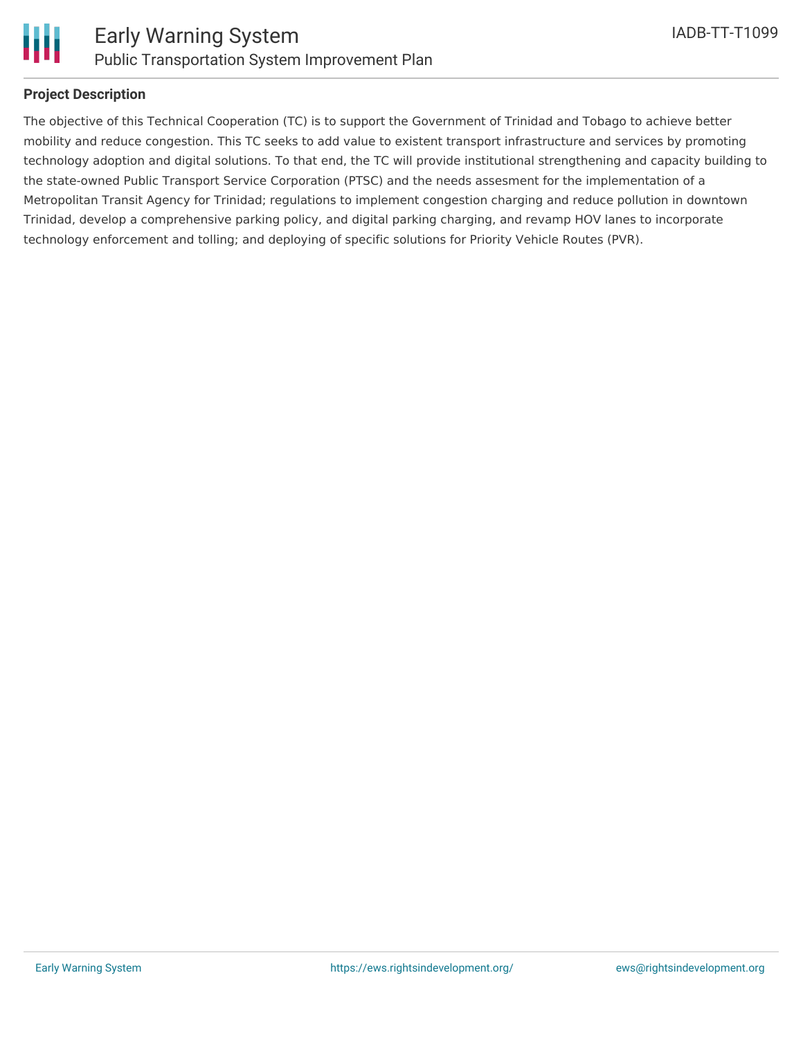## Project Description

The objective of this Technical Cooperation (TC) is to support the Government of Trinidad and Tobago to achieve better mobility and reduce congestion. This TC seeks to add value to existent transport infrastructure and services by promoting technology adoption and digital solutions. To that end, the TC will provide institutional strengthening and capacity building to the state-owned Public Transport Service Corporation (PTSC) and the needs assesment for the implementation of a Metropolitan Transit Agency for Trinidad; regulations to implement congestion charging and reduce pollution in downtown Trinidad, develop a comprehensive parking policy, and digital parking charging, and revamp HOV lanes to incorporate technology enforcement and tolling; and deploying of specific solutions for Priority Vehicle Routes (PVR).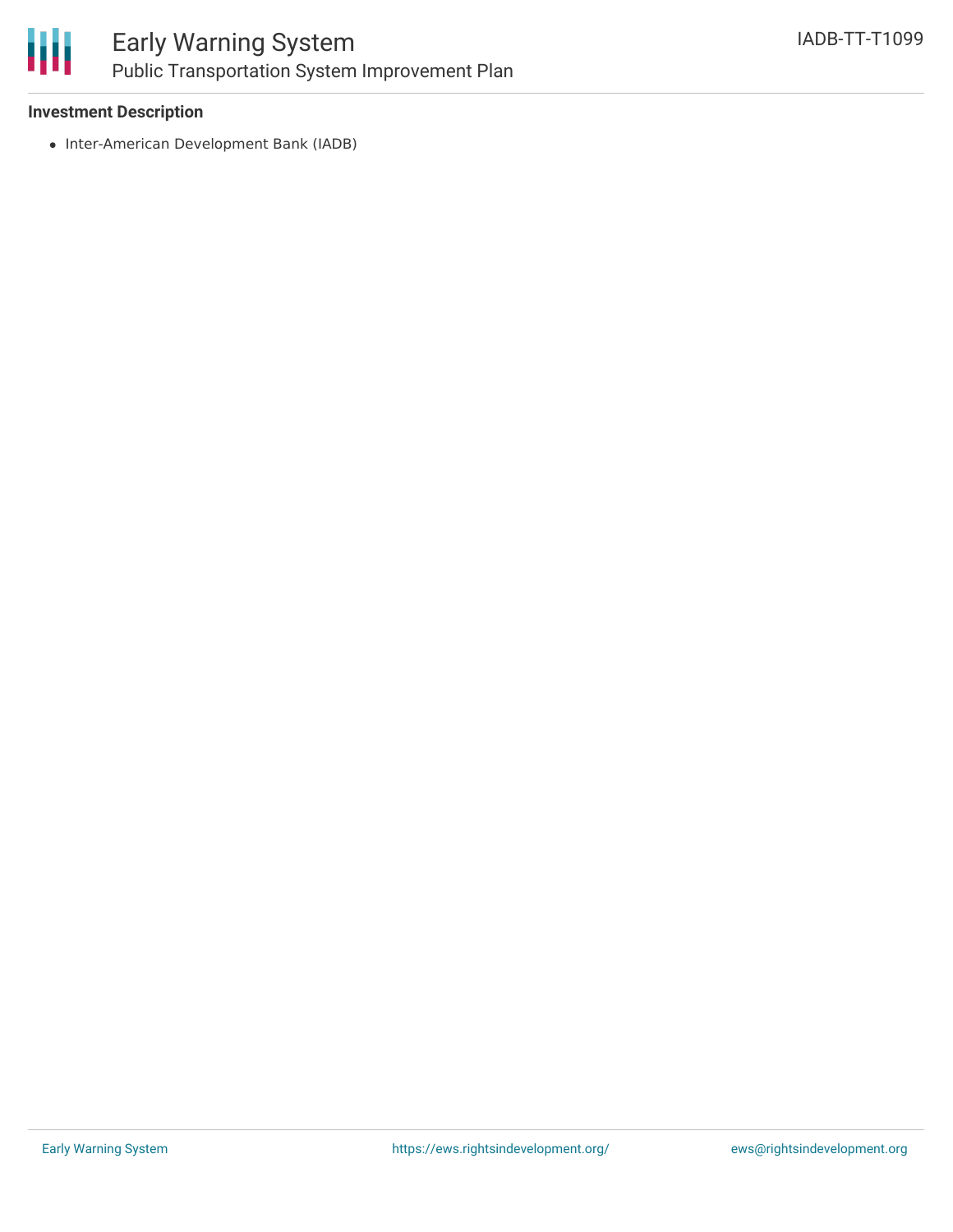**Investment Description**

- Inter-American Development Bank (IADB)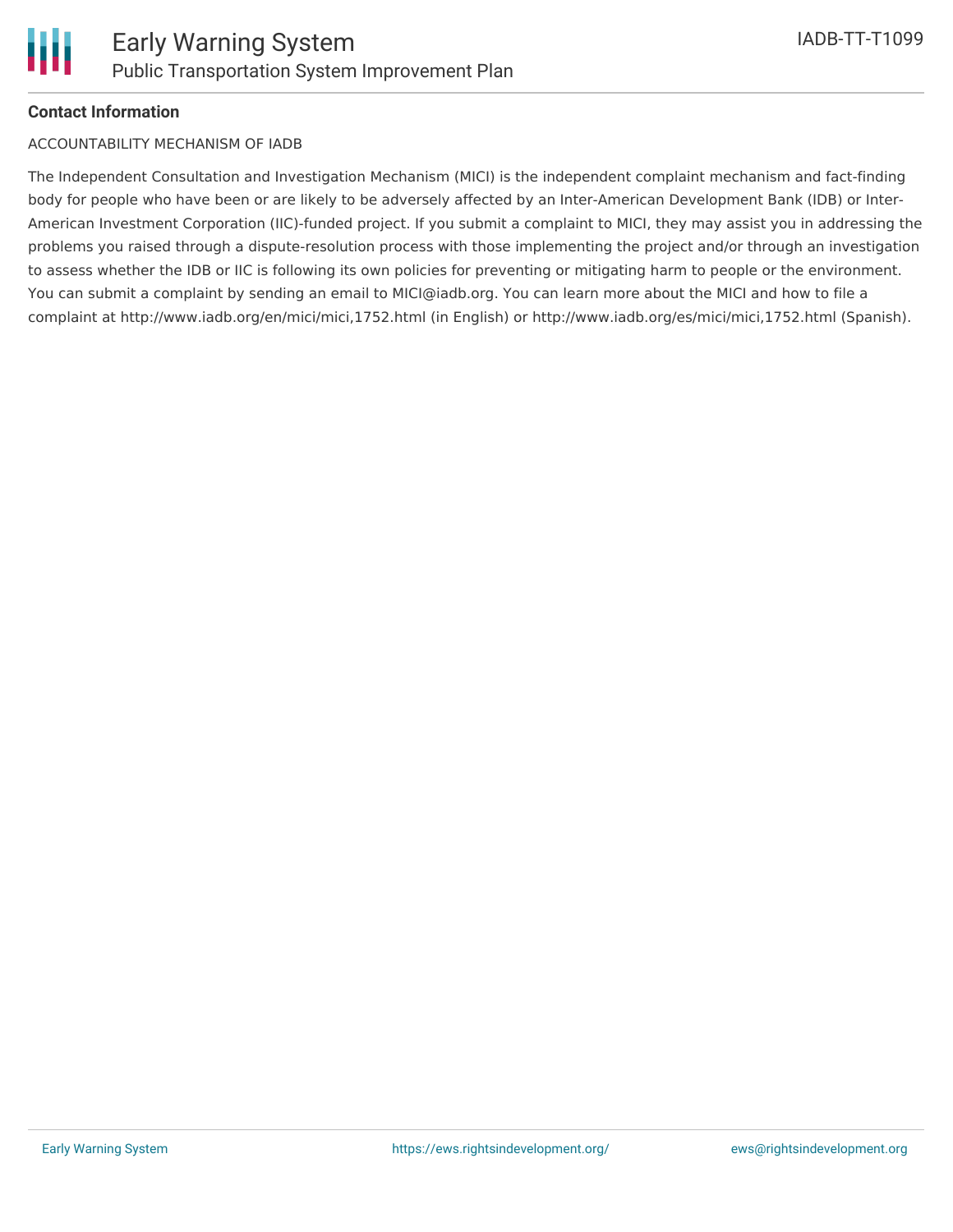**Contact Information**

ACCOUNTABILITY MECHANISM OF IADB

The Independent Consultation and Investigation Mechanism (MICI) is the independent complaint mechanism and fact-finding body for people who have been or are likely to be adversely affected by an Inter-American Development Bank (IDB) or Inter-American Investment Corporation (IIC)-funded project. If you submit a complaint to MICI, they may assist you in addressing the problems you raised through a dispute-resolution process with those implementing the project and/or through an investigation to assess whether the IDB or IIC is following its own policies for preventing or mitigating harm to people or the environment. You can submit a complaint by sending an email to MICI@iadb.org. You can learn more about the MICI and how to file a complaint at http://www.iadb.org/en/mici/mici,1752.html (in English) or http://www.iadb.org/es/mici/mici,1752.html (Spanish).